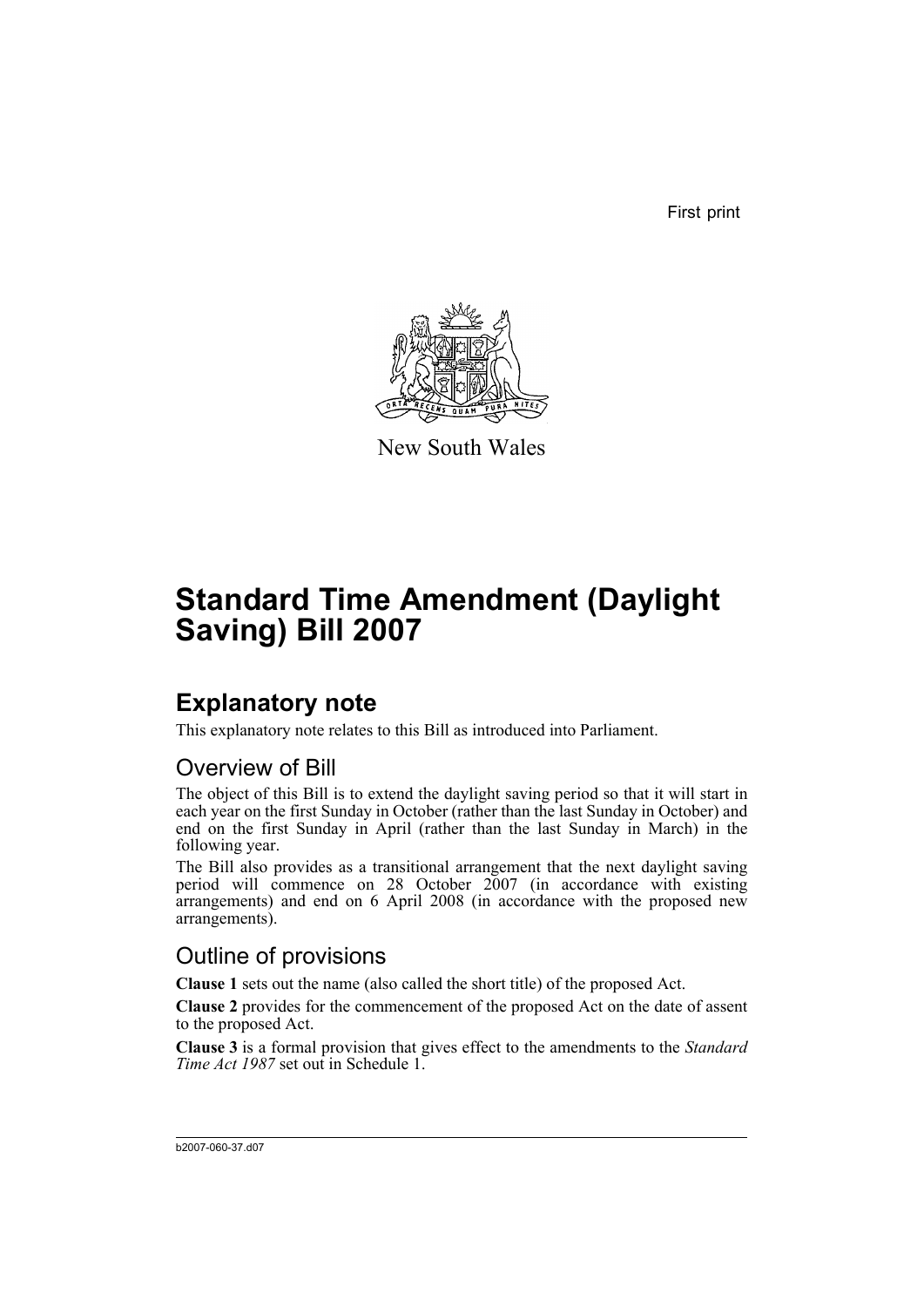First print

New South Wales

# Standard Time Amendment (Daylight Saving) Bill 2007

## Explanatory note

This explanatory note relates to this Bill as introduced into Parliament.

### Overview of Bill

The object of this Bill is to extend the daylight saving period so that it will start in each year on the first Sunday in October (rather than the last Sunday in October) and end on the first Sunday in April (rather than the last Sunday in March) in the following year.

The Bill also provides as a transitional arrangement that the next daylight saving period will commence on 28 October 2007 (in accordance with existing arrangements) and end on 6 April 2008 (in accordance with the proposed new arrangements).

### Outline of provisions

**Clause 1** sets out the name (also called the short title) of the proposed Act.

**Clause 2** provides for the commencement of the proposed Act on the date of assent to the proposed Act.

**Clause 3** is a formal provision that gives effect to the amendments to the *Standard Time Act 1987* set out in Schedule 1.

b2007-060-37.d07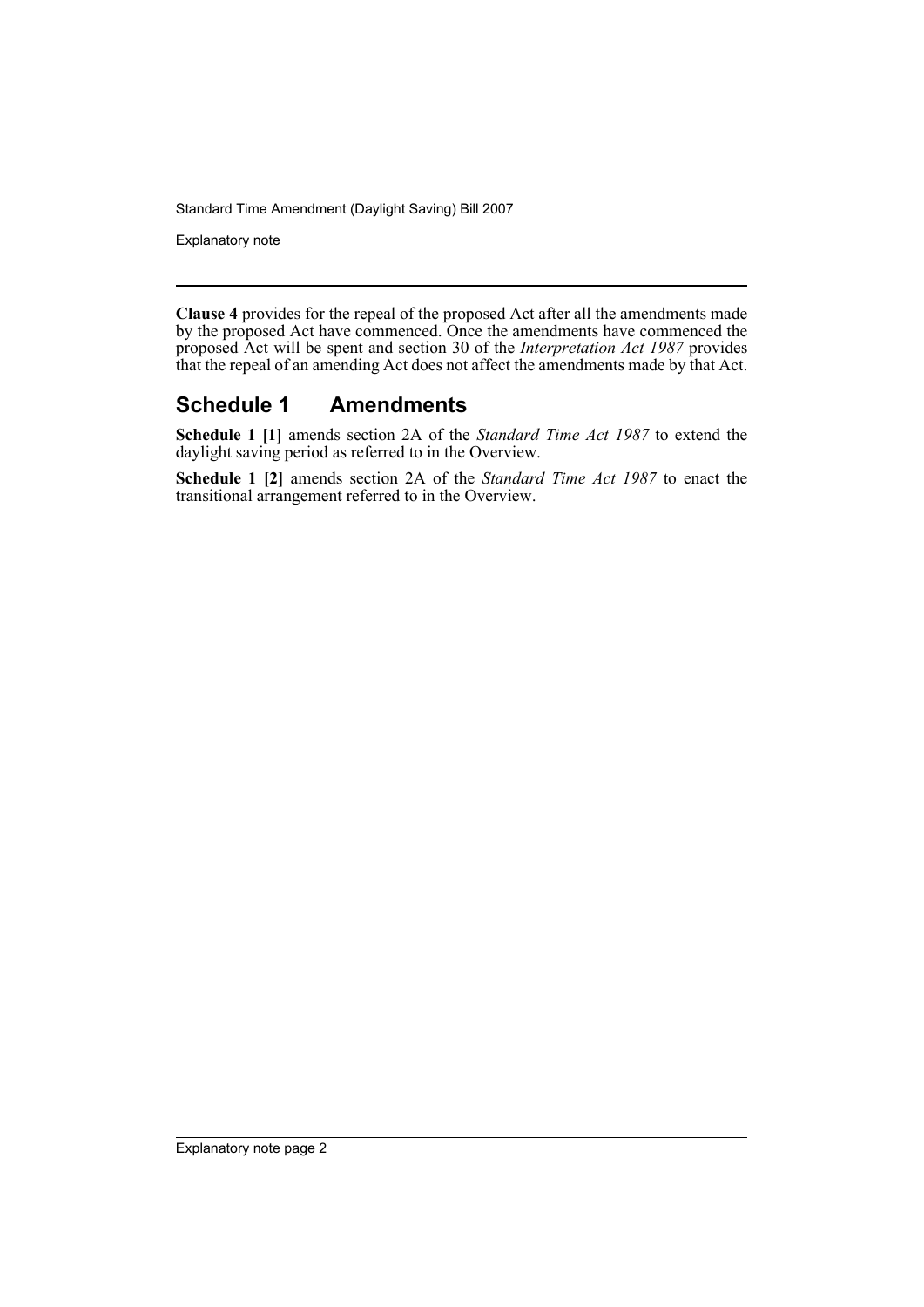**Clause 4** provides for the repeal of the proposed Act after all the amendments made by the proposed Act have commenced. Once the amendments have commenced the proposed Act will be spent and section 30 of the *Interpretation Act 1987* provides that the repeal of an amending Act does not affect the amendments made by that Act.

## Schedule 1 Amendments

**Schedule 1 [1]** amends section 2A of the *Standard Time Act 1987* to extend the daylight saving period as referred to in the Overview.

**Schedule 1 [2]** amends section 2A of the *Standard Time Act 1987* to enact the transitional arrangement referred to in the Overview.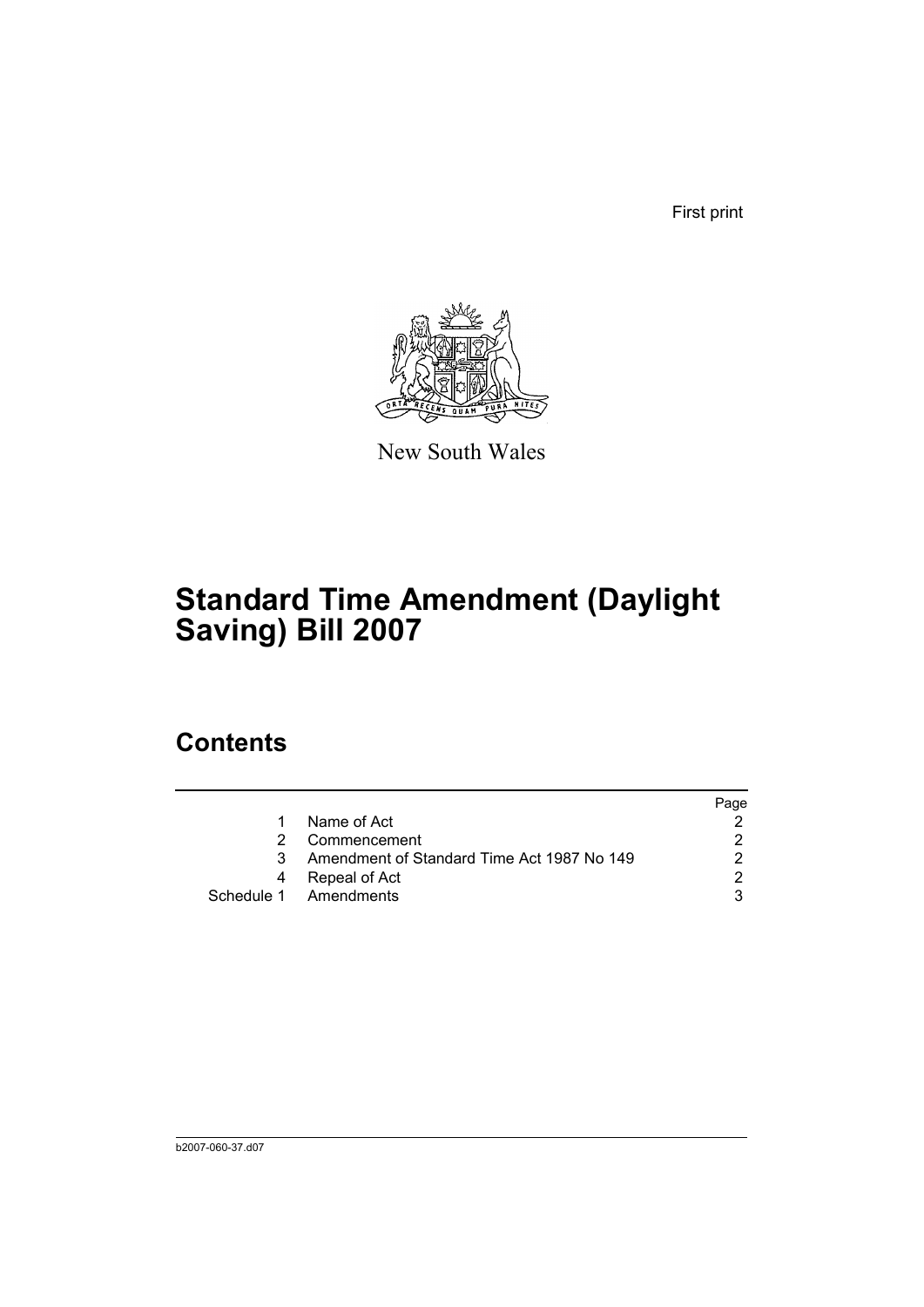First print

New South Wales

# Standard Time Amendment (Daylight Saving) Bill 2007

## Contents

| | | Page |
|---|---|---|
| 1 | Name of Act | 2 |
| 2 | Commencement | 2 |
| 3 | Amendment of Standard Time Act 1987 No 149 | 2 |
| 4 | Repeal of Act | 2 |
| Schedule 1 | Amendments | 3 |

b2007-060-37.d07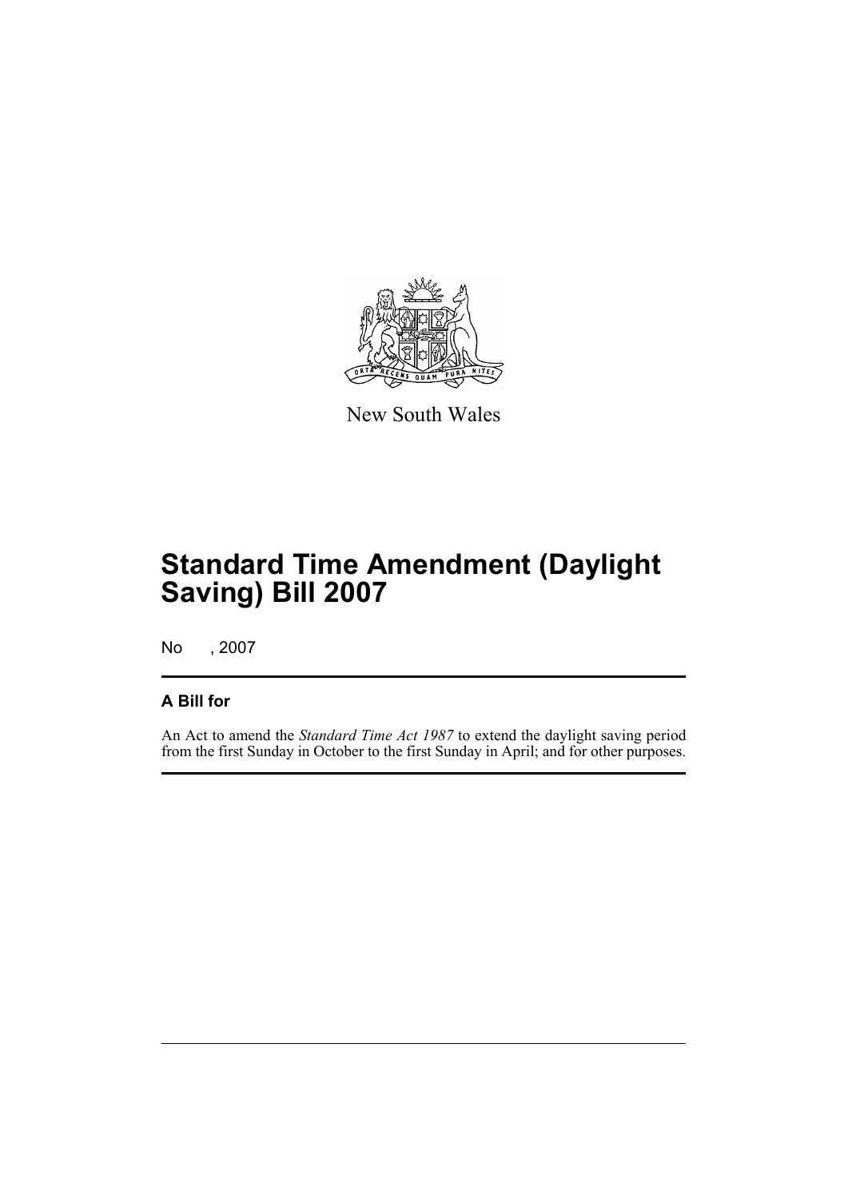New South Wales

# Standard Time Amendment (Daylight Saving) Bill 2007

No , 2007

## A Bill for

An Act to amend the *Standard Time Act 1987* to extend the daylight saving period from the first Sunday in October to the first Sunday in April; and for other purposes.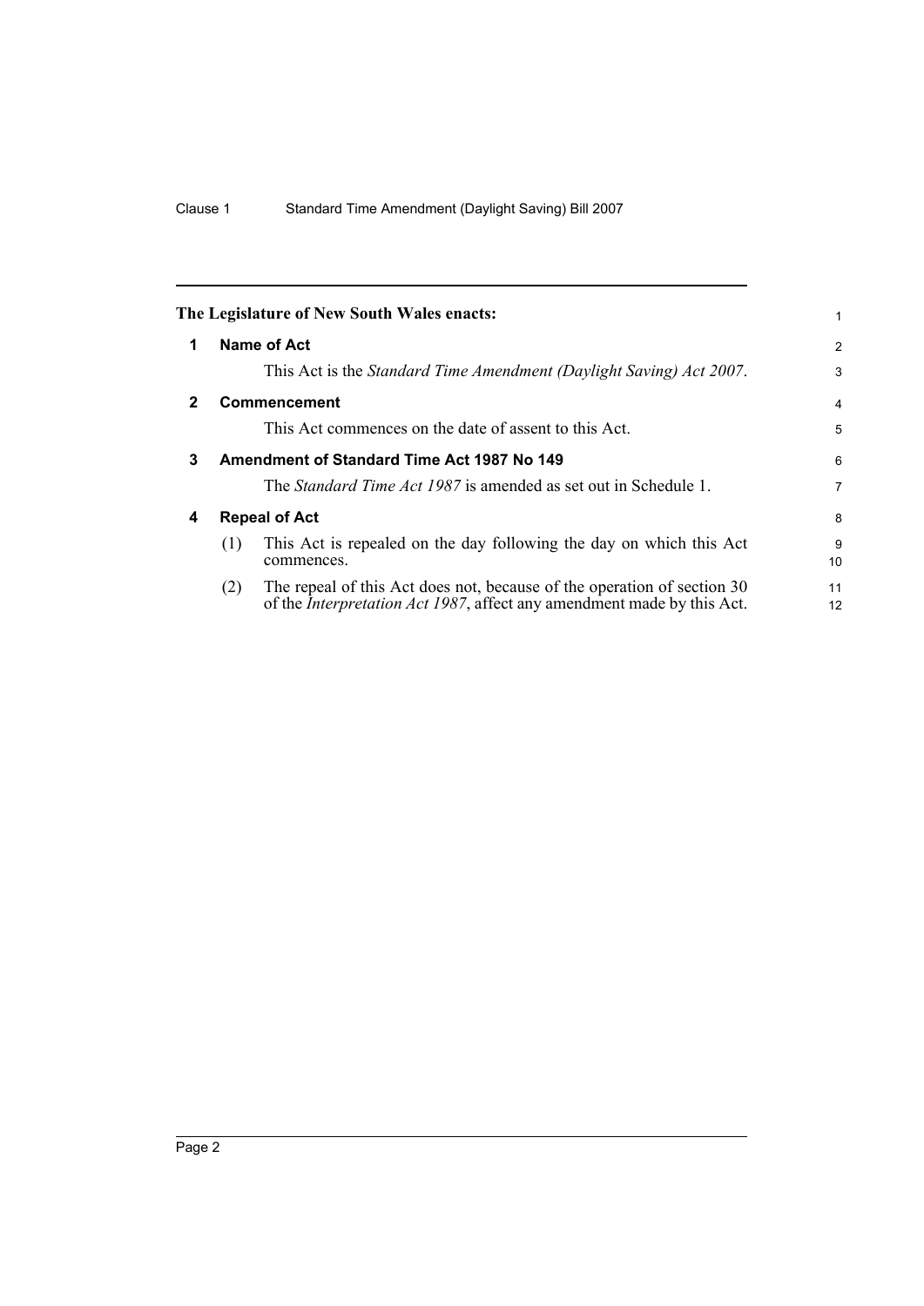The Legislature of New South Wales enacts:

## 1 Name of Act

This Act is the *Standard Time Amendment (Daylight Saving) Act 2007*.

## 2 Commencement

This Act commences on the date of assent to this Act.

## 3 Amendment of Standard Time Act 1987 No 149

The *Standard Time Act 1987* is amended as set out in Schedule 1.

## 4 Repeal of Act

(1) This Act is repealed on the day following the day on which this Act commences.

(2) The repeal of this Act does not, because of the operation of section 30 of the *Interpretation Act 1987*, affect any amendment made by this Act.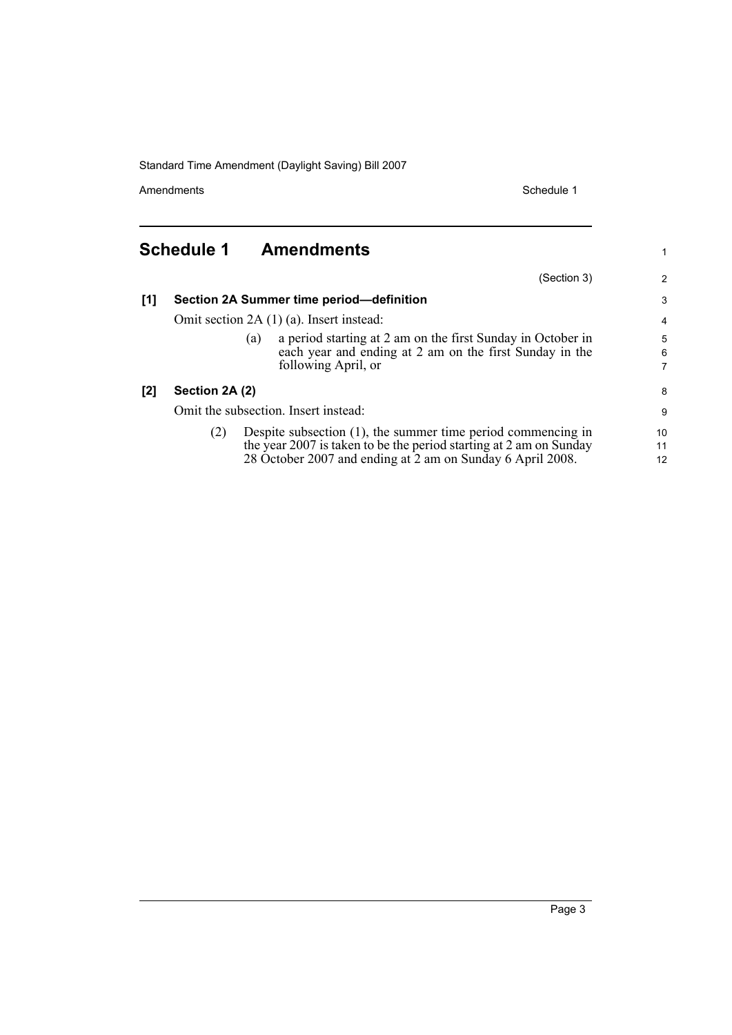# Schedule 1 Amendments

(Section 3)

**[1] Section 2A Summer time period—definition**

Omit section 2A (1) (a). Insert instead:

(a) a period starting at 2 am on the first Sunday in October in each year and ending at 2 am on the first Sunday in the following April, or

**[2] Section 2A (2)**

Omit the subsection. Insert instead:

(2) Despite subsection (1), the summer time period commencing in the year 2007 is taken to be the period starting at 2 am on Sunday 28 October 2007 and ending at 2 am on Sunday 6 April 2008.